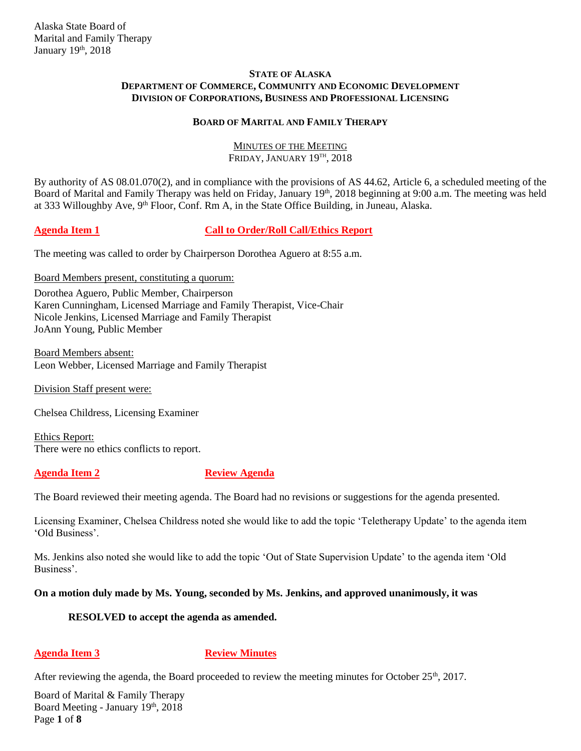**STATE OF ALASKA**
**DEPARTMENT OF COMMERCE, COMMUNITY AND ECONOMIC DEVELOPMENT**
**DIVISION OF CORPORATIONS, BUSINESS AND PROFESSIONAL LICENSING**

**BOARD OF MARITAL AND FAMILY THERAPY**

MINUTES OF THE MEETING
FRIDAY, JANUARY 19TH, 2018

By authority of AS 08.01.070(2), and in compliance with the provisions of AS 44.62, Article 6, a scheduled meeting of the Board of Marital and Family Therapy was held on Friday, January 19th, 2018 beginning at 9:00 a.m. The meeting was held at 333 Willoughby Ave, 9th Floor, Conf. Rm A, in the State Office Building, in Juneau, Alaska.

## Agenda Item 1 — Call to Order/Roll Call/Ethics Report

The meeting was called to order by Chairperson Dorothea Aguero at 8:55 a.m.

Board Members present, constituting a quorum:

Dorothea Aguero, Public Member, Chairperson
Karen Cunningham, Licensed Marriage and Family Therapist, Vice-Chair
Nicole Jenkins, Licensed Marriage and Family Therapist
JoAnn Young, Public Member

Board Members absent:
Leon Webber, Licensed Marriage and Family Therapist

Division Staff present were:

Chelsea Childress, Licensing Examiner

Ethics Report:
There were no ethics conflicts to report.

## Agenda Item 2 — Review Agenda

The Board reviewed their meeting agenda. The Board had no revisions or suggestions for the agenda presented.

Licensing Examiner, Chelsea Childress noted she would like to add the topic 'Teletherapy Update' to the agenda item 'Old Business'.

Ms. Jenkins also noted she would like to add the topic 'Out of State Supervision Update' to the agenda item 'Old Business'.

**On a motion duly made by Ms. Young, seconded by Ms. Jenkins, and approved unanimously, it was**

> **RESOLVED to accept the agenda as amended.**

## Agenda Item 3 — Review Minutes

After reviewing the agenda, the Board proceeded to review the meeting minutes for October 25th, 2017.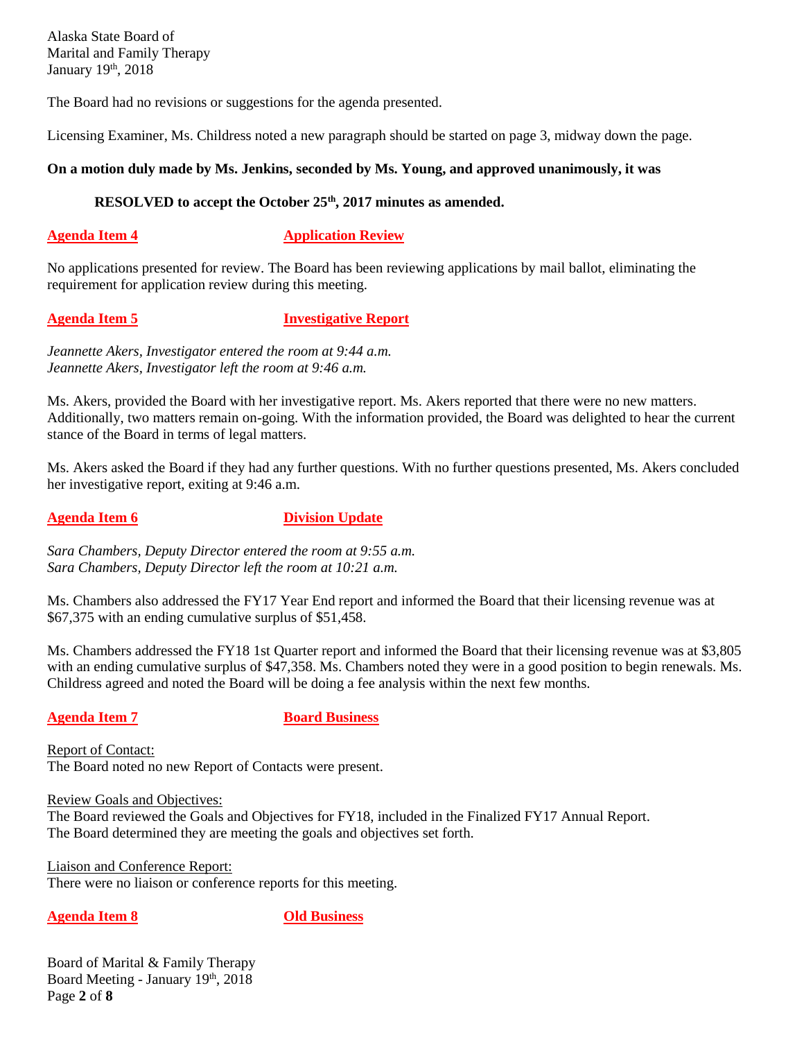The Board had no revisions or suggestions for the agenda presented.

Licensing Examiner, Ms. Childress noted a new paragraph should be started on page 3, midway down the page.

**On a motion duly made by Ms. Jenkins, seconded by Ms. Young, and approved unanimously, it was**

> **RESOLVED to accept the October 25th, 2017 minutes as amended.**

**Agenda Item 4 — Application Review**

No applications presented for review. The Board has been reviewing applications by mail ballot, eliminating the requirement for application review during this meeting.

**Agenda Item 5 — Investigative Report**

*Jeannette Akers, Investigator entered the room at 9:44 a.m.*
*Jeannette Akers, Investigator left the room at 9:46 a.m.*

Ms. Akers, provided the Board with her investigative report. Ms. Akers reported that there were no new matters. Additionally, two matters remain on-going. With the information provided, the Board was delighted to hear the current stance of the Board in terms of legal matters.

Ms. Akers asked the Board if they had any further questions. With no further questions presented, Ms. Akers concluded her investigative report, exiting at 9:46 a.m.

**Agenda Item 6 — Division Update**

*Sara Chambers, Deputy Director entered the room at 9:55 a.m.*
*Sara Chambers, Deputy Director left the room at 10:21 a.m.*

Ms. Chambers also addressed the FY17 Year End report and informed the Board that their licensing revenue was at $67,375 with an ending cumulative surplus of $51,458.

Ms. Chambers addressed the FY18 1st Quarter report and informed the Board that their licensing revenue was at $3,805 with an ending cumulative surplus of $47,358. Ms. Chambers noted they were in a good position to begin renewals. Ms. Childress agreed and noted the Board will be doing a fee analysis within the next few months.

**Agenda Item 7 — Board Business**

Report of Contact:
The Board noted no new Report of Contacts were present.

Review Goals and Objectives:
The Board reviewed the Goals and Objectives for FY18, included in the Finalized FY17 Annual Report. The Board determined they are meeting the goals and objectives set forth.

Liaison and Conference Report:
There were no liaison or conference reports for this meeting.

**Agenda Item 8 — Old Business**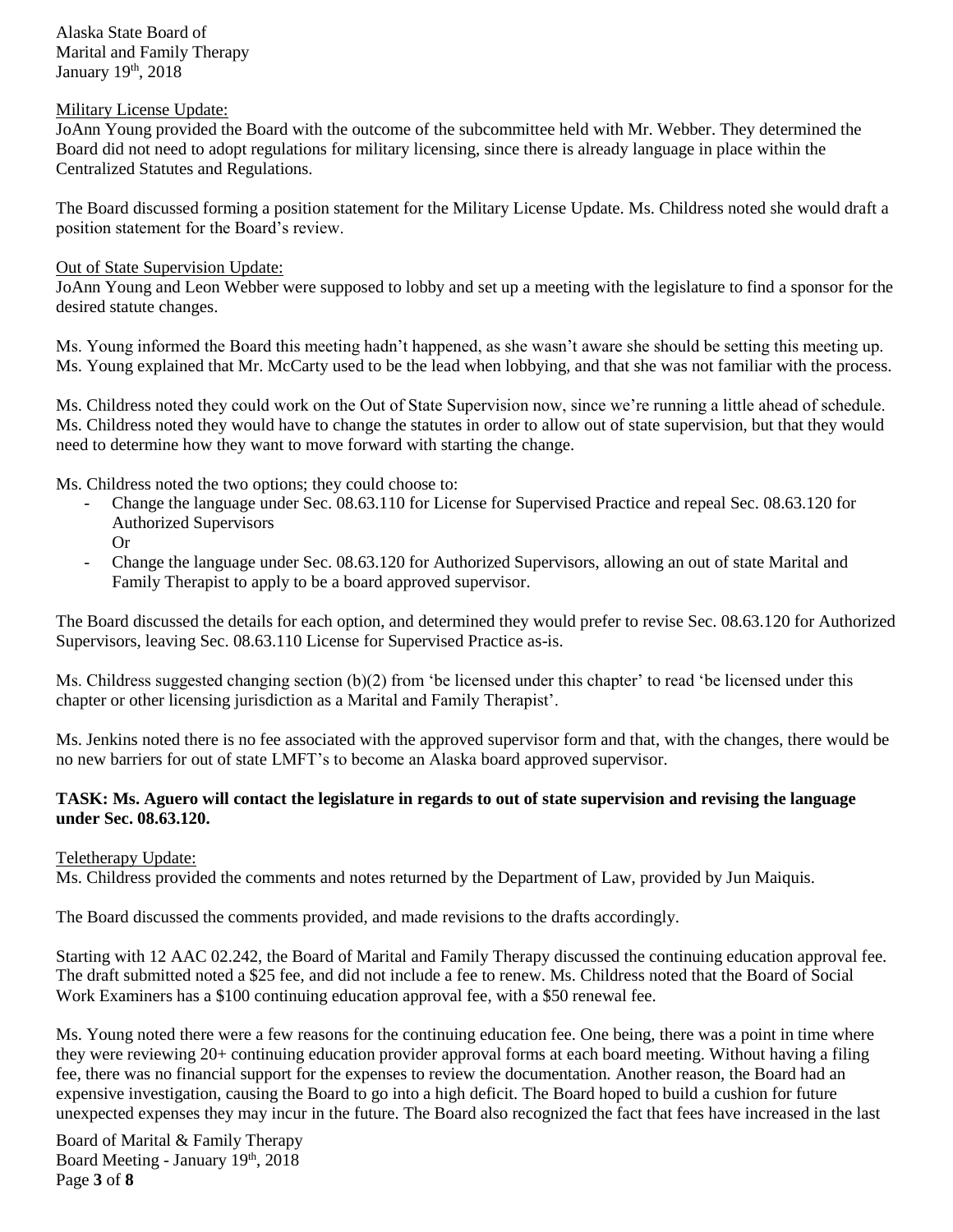Military License Update:
JoAnn Young provided the Board with the outcome of the subcommittee held with Mr. Webber. They determined the Board did not need to adopt regulations for military licensing, since there is already language in place within the Centralized Statutes and Regulations.

The Board discussed forming a position statement for the Military License Update. Ms. Childress noted she would draft a position statement for the Board's review.

Out of State Supervision Update:
JoAnn Young and Leon Webber were supposed to lobby and set up a meeting with the legislature to find a sponsor for the desired statute changes.

Ms. Young informed the Board this meeting hadn't happened, as she wasn't aware she should be setting this meeting up. Ms. Young explained that Mr. McCarty used to be the lead when lobbying, and that she was not familiar with the process.

Ms. Childress noted they could work on the Out of State Supervision now, since we're running a little ahead of schedule. Ms. Childress noted they would have to change the statutes in order to allow out of state supervision, but that they would need to determine how they want to move forward with starting the change.

Ms. Childress noted the two options; they could choose to:

- Change the language under Sec. 08.63.110 for License for Supervised Practice and repeal Sec. 08.63.120 for Authorized Supervisors
  Or
- Change the language under Sec. 08.63.120 for Authorized Supervisors, allowing an out of state Marital and Family Therapist to apply to be a board approved supervisor.

The Board discussed the details for each option, and determined they would prefer to revise Sec. 08.63.120 for Authorized Supervisors, leaving Sec. 08.63.110 License for Supervised Practice as-is.

Ms. Childress suggested changing section (b)(2) from 'be licensed under this chapter' to read 'be licensed under this chapter or other licensing jurisdiction as a Marital and Family Therapist'.

Ms. Jenkins noted there is no fee associated with the approved supervisor form and that, with the changes, there would be no new barriers for out of state LMFT's to become an Alaska board approved supervisor.

**TASK: Ms. Aguero will contact the legislature in regards to out of state supervision and revising the language under Sec. 08.63.120.**

Teletherapy Update:
Ms. Childress provided the comments and notes returned by the Department of Law, provided by Jun Maiquis.

The Board discussed the comments provided, and made revisions to the drafts accordingly.

Starting with 12 AAC 02.242, the Board of Marital and Family Therapy discussed the continuing education approval fee. The draft submitted noted a $25 fee, and did not include a fee to renew. Ms. Childress noted that the Board of Social Work Examiners has a $100 continuing education approval fee, with a $50 renewal fee.

Ms. Young noted there were a few reasons for the continuing education fee. One being, there was a point in time where they were reviewing 20+ continuing education provider approval forms at each board meeting. Without having a filing fee, there was no financial support for the expenses to review the documentation. Another reason, the Board had an expensive investigation, causing the Board to go into a high deficit. The Board hoped to build a cushion for future unexpected expenses they may incur in the future. The Board also recognized the fact that fees have increased in the last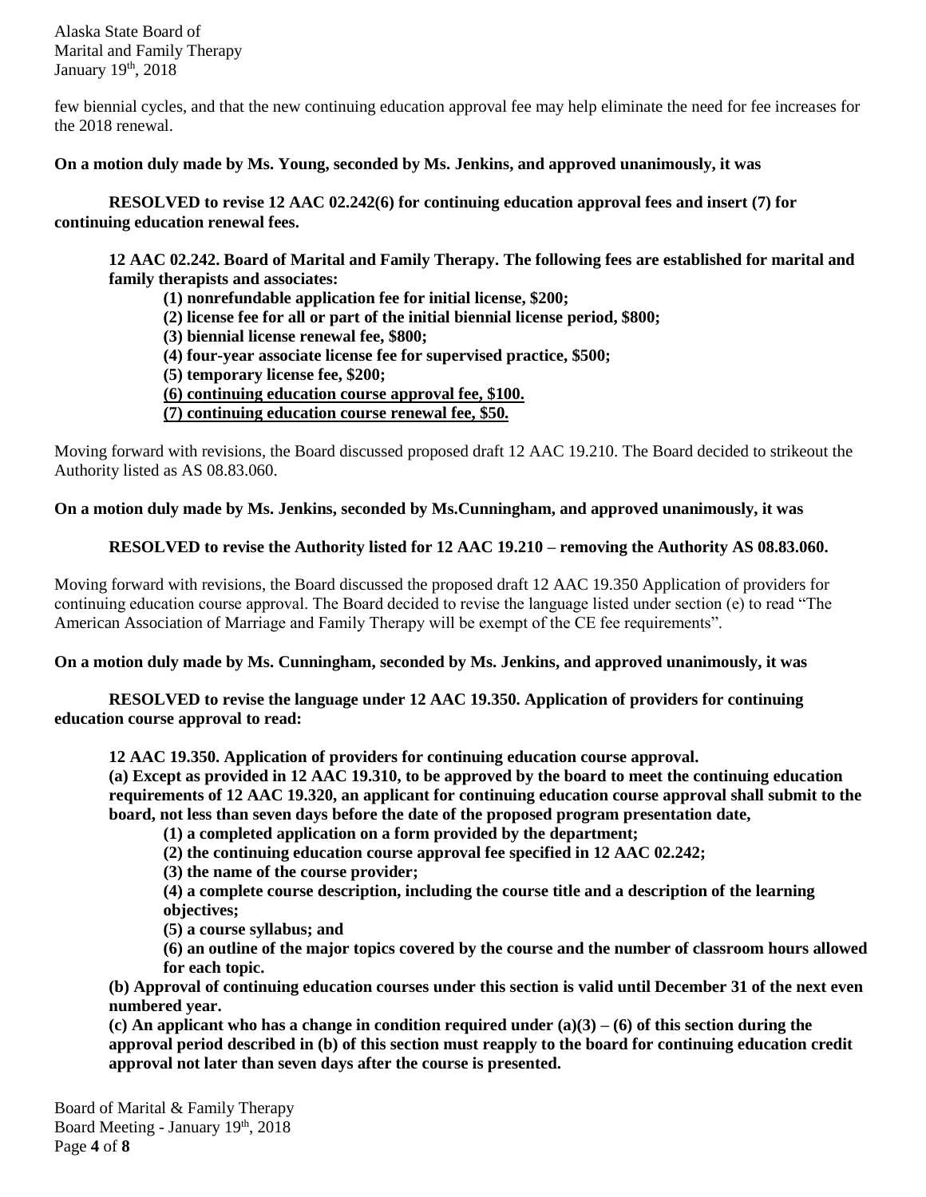few biennial cycles, and that the new continuing education approval fee may help eliminate the need for fee increases for the 2018 renewal.

**On a motion duly made by Ms. Young, seconded by Ms. Jenkins, and approved unanimously, it was**

**RESOLVED to revise 12 AAC 02.242(6) for continuing education approval fees and insert (7) for continuing education renewal fees.**

**12 AAC 02.242. Board of Marital and Family Therapy. The following fees are established for marital and family therapists and associates:**

**(1) nonrefundable application fee for initial license, $200;**
**(2) license fee for all or part of the initial biennial license period, $800;**
**(3) biennial license renewal fee, $800;**
**(4) four-year associate license fee for supervised practice, $500;**
**(5) temporary license fee, $200;**
<u>**(6) continuing education course approval fee, $100.**</u>
<u>**(7) continuing education course renewal fee, $50.**</u>

Moving forward with revisions, the Board discussed proposed draft 12 AAC 19.210. The Board decided to strikeout the Authority listed as AS 08.83.060.

**On a motion duly made by Ms. Jenkins, seconded by Ms.Cunningham, and approved unanimously, it was**

**RESOLVED to revise the Authority listed for 12 AAC 19.210 – removing the Authority AS 08.83.060.**

Moving forward with revisions, the Board discussed the proposed draft 12 AAC 19.350 Application of providers for continuing education course approval. The Board decided to revise the language listed under section (e) to read "The American Association of Marriage and Family Therapy will be exempt of the CE fee requirements".

**On a motion duly made by Ms. Cunningham, seconded by Ms. Jenkins, and approved unanimously, it was**

**RESOLVED to revise the language under 12 AAC 19.350. Application of providers for continuing education course approval to read:**

**12 AAC 19.350. Application of providers for continuing education course approval.**
**(a) Except as provided in 12 AAC 19.310, to be approved by the board to meet the continuing education requirements of 12 AAC 19.320, an applicant for continuing education course approval shall submit to the board, not less than seven days before the date of the proposed program presentation date,**

**(1) a completed application on a form provided by the department;**
**(2) the continuing education course approval fee specified in 12 AAC 02.242;**
**(3) the name of the course provider;**
**(4) a complete course description, including the course title and a description of the learning objectives;**
**(5) a course syllabus; and**
**(6) an outline of the major topics covered by the course and the number of classroom hours allowed for each topic.**

**(b) Approval of continuing education courses under this section is valid until December 31 of the next even numbered year.**
**(c) An applicant who has a change in condition required under (a)(3) – (6) of this section during the approval period described in (b) of this section must reapply to the board for continuing education credit approval not later than seven days after the course is presented.**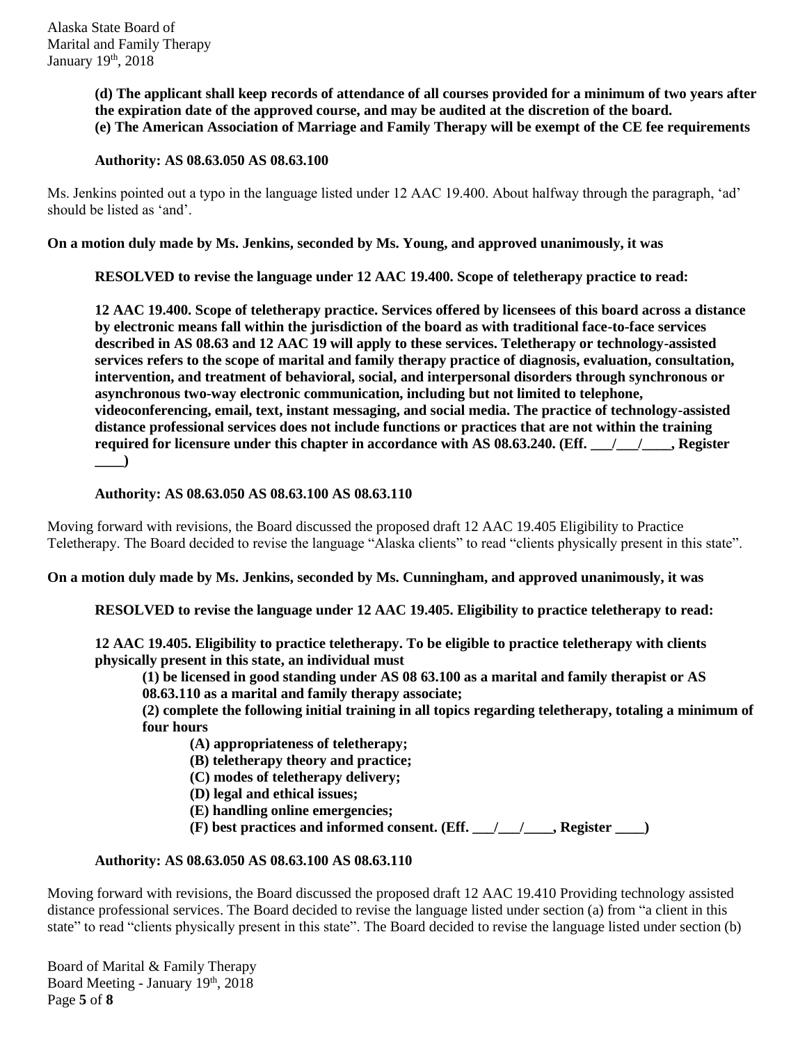**(d) The applicant shall keep records of attendance of all courses provided for a minimum of two years after the expiration date of the approved course, and may be audited at the discretion of the board.**
**(e) The American Association of Marriage and Family Therapy will be exempt of the CE fee requirements**

**Authority: AS 08.63.050 AS 08.63.100**

Ms. Jenkins pointed out a typo in the language listed under 12 AAC 19.400. About halfway through the paragraph, 'ad' should be listed as 'and'.

**On a motion duly made by Ms. Jenkins, seconded by Ms. Young, and approved unanimously, it was**

**RESOLVED to revise the language under 12 AAC 19.400. Scope of teletherapy practice to read:**

**12 AAC 19.400. Scope of teletherapy practice. Services offered by licensees of this board across a distance by electronic means fall within the jurisdiction of the board as with traditional face-to-face services described in AS 08.63 and 12 AAC 19 will apply to these services. Teletherapy or technology-assisted services refers to the scope of marital and family therapy practice of diagnosis, evaluation, consultation, intervention, and treatment of behavioral, social, and interpersonal disorders through synchronous or asynchronous two-way electronic communication, including but not limited to telephone, videoconferencing, email, text, instant messaging, and social media. The practice of technology-assisted distance professional services does not include functions or practices that are not within the training required for licensure under this chapter in accordance with AS 08.63.240. (Eff. \_\_\_/\_\_\_/\_\_\_\_, Register \_\_\_\_)**

**Authority: AS 08.63.050 AS 08.63.100 AS 08.63.110**

Moving forward with revisions, the Board discussed the proposed draft 12 AAC 19.405 Eligibility to Practice Teletherapy. The Board decided to revise the language "Alaska clients" to read "clients physically present in this state".

**On a motion duly made by Ms. Jenkins, seconded by Ms. Cunningham, and approved unanimously, it was**

**RESOLVED to revise the language under 12 AAC 19.405. Eligibility to practice teletherapy to read:**

**12 AAC 19.405. Eligibility to practice teletherapy. To be eligible to practice teletherapy with clients physically present in this state, an individual must**

**(1) be licensed in good standing under AS 08 63.100 as a marital and family therapist or AS 08.63.110 as a marital and family therapy associate;**

**(2) complete the following initial training in all topics regarding teletherapy, totaling a minimum of four hours**

**(A) appropriateness of teletherapy;**
**(B) teletherapy theory and practice;**
**(C) modes of teletherapy delivery;**
**(D) legal and ethical issues;**
**(E) handling online emergencies;**
**(F) best practices and informed consent. (Eff. \_\_\_/\_\_\_/\_\_\_\_, Register \_\_\_\_)**

**Authority: AS 08.63.050 AS 08.63.100 AS 08.63.110**

Moving forward with revisions, the Board discussed the proposed draft 12 AAC 19.410 Providing technology assisted distance professional services. The Board decided to revise the language listed under section (a) from "a client in this state" to read "clients physically present in this state". The Board decided to revise the language listed under section (b)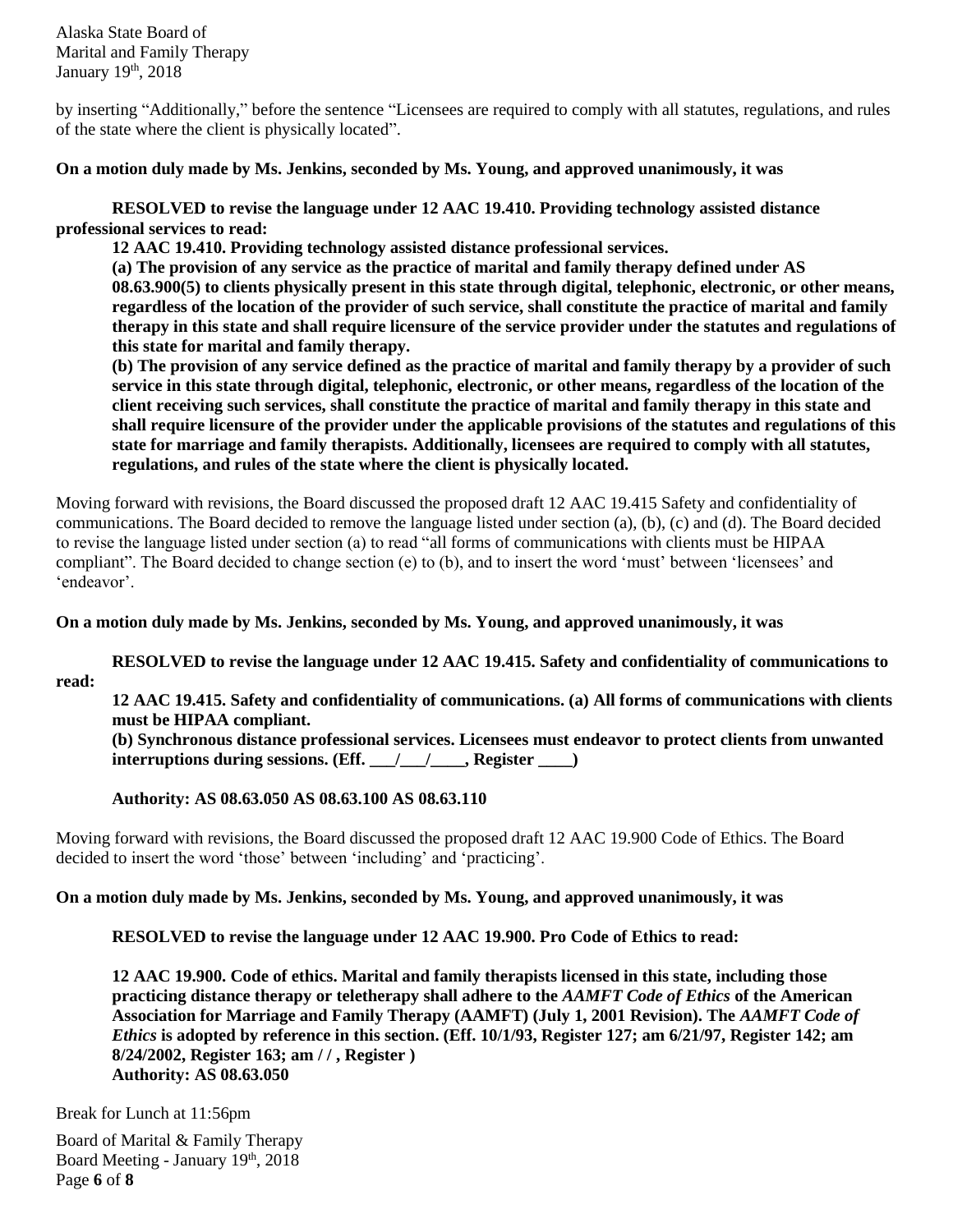by inserting "Additionally," before the sentence "Licensees are required to comply with all statutes, regulations, and rules of the state where the client is physically located".

**On a motion duly made by Ms. Jenkins, seconded by Ms. Young, and approved unanimously, it was**

**RESOLVED to revise the language under 12 AAC 19.410. Providing technology assisted distance professional services to read:**

**12 AAC 19.410. Providing technology assisted distance professional services.**

**(a) The provision of any service as the practice of marital and family therapy defined under AS 08.63.900(5) to clients physically present in this state through digital, telephonic, electronic, or other means, regardless of the location of the provider of such service, shall constitute the practice of marital and family therapy in this state and shall require licensure of the service provider under the statutes and regulations of this state for marital and family therapy.**

**(b) The provision of any service defined as the practice of marital and family therapy by a provider of such service in this state through digital, telephonic, electronic, or other means, regardless of the location of the client receiving such services, shall constitute the practice of marital and family therapy in this state and shall require licensure of the provider under the applicable provisions of the statutes and regulations of this state for marriage and family therapists. Additionally, licensees are required to comply with all statutes, regulations, and rules of the state where the client is physically located.**

Moving forward with revisions, the Board discussed the proposed draft 12 AAC 19.415 Safety and confidentiality of communications. The Board decided to remove the language listed under section (a), (b), (c) and (d). The Board decided to revise the language listed under section (a) to read "all forms of communications with clients must be HIPAA compliant". The Board decided to change section (e) to (b), and to insert the word 'must' between 'licensees' and 'endeavor'.

**On a motion duly made by Ms. Jenkins, seconded by Ms. Young, and approved unanimously, it was**

**RESOLVED to revise the language under 12 AAC 19.415. Safety and confidentiality of communications to read:**

**12 AAC 19.415. Safety and confidentiality of communications. (a) All forms of communications with clients must be HIPAA compliant.**

**(b) Synchronous distance professional services. Licensees must endeavor to protect clients from unwanted interruptions during sessions. (Eff. \_\_\_/\_\_\_/\_\_\_\_, Register \_\_\_\_)**

**Authority: AS 08.63.050 AS 08.63.100 AS 08.63.110**

Moving forward with revisions, the Board discussed the proposed draft 12 AAC 19.900 Code of Ethics. The Board decided to insert the word 'those' between 'including' and 'practicing'.

**On a motion duly made by Ms. Jenkins, seconded by Ms. Young, and approved unanimously, it was**

**RESOLVED to revise the language under 12 AAC 19.900. Pro Code of Ethics to read:**

**12 AAC 19.900. Code of ethics. Marital and family therapists licensed in this state, including those practicing distance therapy or teletherapy shall adhere to the *AAMFT Code of Ethics* of the American Association for Marriage and Family Therapy (AAMFT) (July 1, 2001 Revision). The *AAMFT Code of Ethics* is adopted by reference in this section. (Eff. 10/1/93, Register 127; am 6/21/97, Register 142; am 8/24/2002, Register 163; am / / , Register )**
**Authority: AS 08.63.050**

Break for Lunch at 11:56pm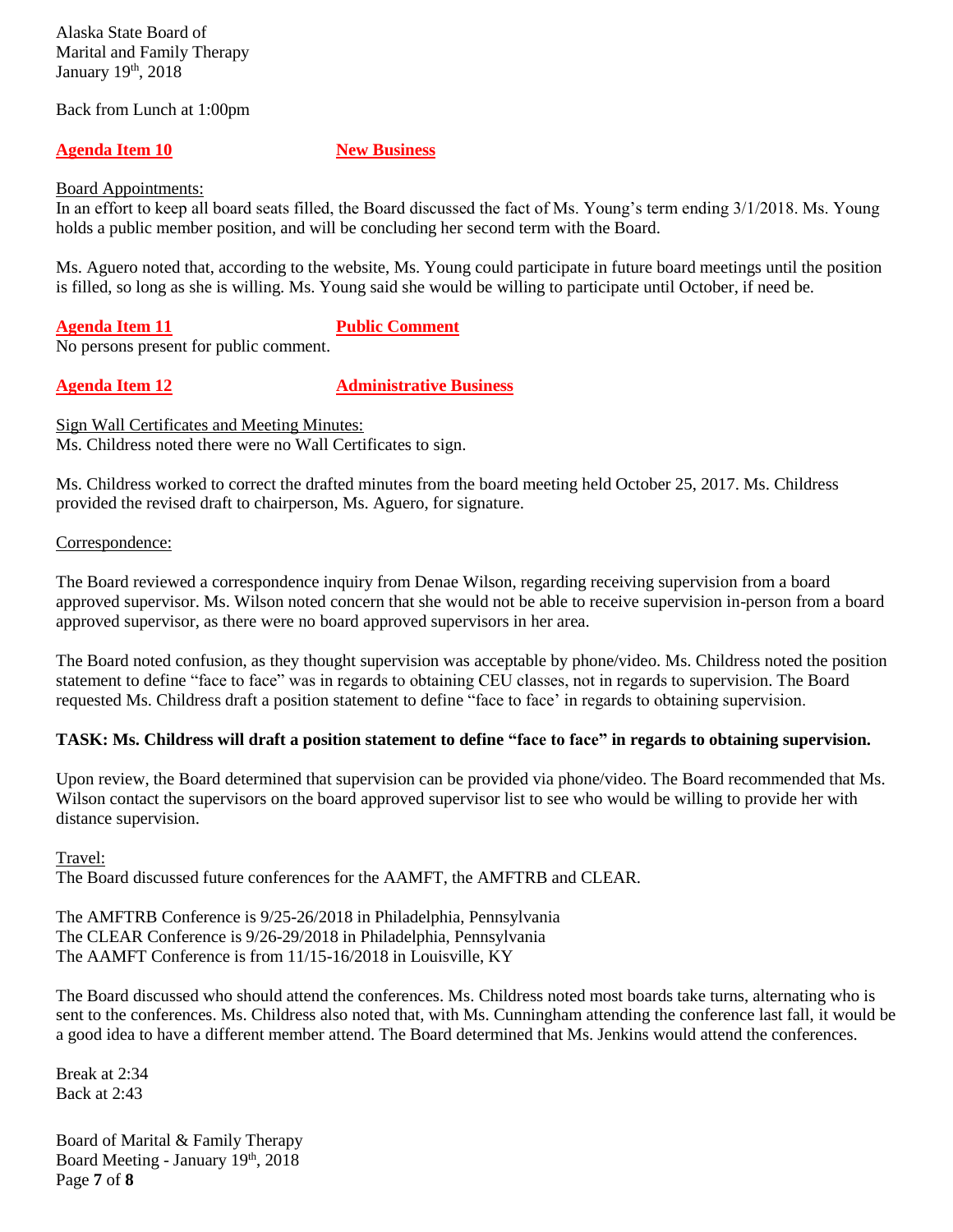Back from Lunch at 1:00pm

**Agenda Item 10** **New Business**

Board Appointments:

In an effort to keep all board seats filled, the Board discussed the fact of Ms. Young's term ending 3/1/2018. Ms. Young holds a public member position, and will be concluding her second term with the Board.

Ms. Aguero noted that, according to the website, Ms. Young could participate in future board meetings until the position is filled, so long as she is willing. Ms. Young said she would be willing to participate until October, if need be.

**Agenda Item 11** **Public Comment**

No persons present for public comment.

**Agenda Item 12** **Administrative Business**

Sign Wall Certificates and Meeting Minutes:

Ms. Childress noted there were no Wall Certificates to sign.

Ms. Childress worked to correct the drafted minutes from the board meeting held October 25, 2017. Ms. Childress provided the revised draft to chairperson, Ms. Aguero, for signature.

Correspondence:

The Board reviewed a correspondence inquiry from Denae Wilson, regarding receiving supervision from a board approved supervisor. Ms. Wilson noted concern that she would not be able to receive supervision in-person from a board approved supervisor, as there were no board approved supervisors in her area.

The Board noted confusion, as they thought supervision was acceptable by phone/video. Ms. Childress noted the position statement to define "face to face" was in regards to obtaining CEU classes, not in regards to supervision. The Board requested Ms. Childress draft a position statement to define "face to face' in regards to obtaining supervision.

**TASK: Ms. Childress will draft a position statement to define "face to face" in regards to obtaining supervision.**

Upon review, the Board determined that supervision can be provided via phone/video. The Board recommended that Ms. Wilson contact the supervisors on the board approved supervisor list to see who would be willing to provide her with distance supervision.

Travel:

The Board discussed future conferences for the AAMFT, the AMFTRB and CLEAR.

The AMFTRB Conference is 9/25-26/2018 in Philadelphia, Pennsylvania
The CLEAR Conference is 9/26-29/2018 in Philadelphia, Pennsylvania
The AAMFT Conference is from 11/15-16/2018 in Louisville, KY

The Board discussed who should attend the conferences. Ms. Childress noted most boards take turns, alternating who is sent to the conferences. Ms. Childress also noted that, with Ms. Cunningham attending the conference last fall, it would be a good idea to have a different member attend. The Board determined that Ms. Jenkins would attend the conferences.

Break at 2:34
Back at 2:43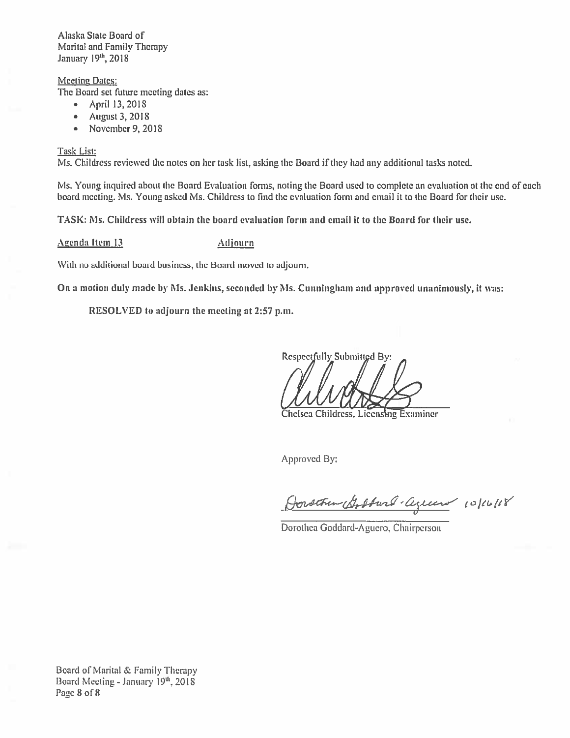Alaska State Board of
Marital and Family Therapy
January 19th, 2018

Meeting Dates:

The Board set future meeting dates as:

- April 13, 2018
- August 3, 2018
- November 9, 2018

Task List:

Ms. Childress reviewed the notes on her task list, asking the Board if they had any additional tasks noted.

Ms. Young inquired about the Board Evaluation forms, noting the Board used to complete an evaluation at the end of each board meeting. Ms. Young asked Ms. Childress to find the evaluation form and email it to the Board for their use.

**TASK: Ms. Childress will obtain the board evaluation form and email it to the Board for their use.**

Agenda Item 13 Adjourn

With no additional board business, the Board moved to adjourn.

**On a motion duly made by Ms. Jenkins, seconded by Ms. Cunningham and approved unanimously, it was:**

**RESOLVED to adjourn the meeting at 2:57 p.m.**

Respectfully Submitted By:

Chelsea Childress, Licensing Examiner

Approved By:

10/26/18

Dorothea Goddard-Aguero, Chairperson